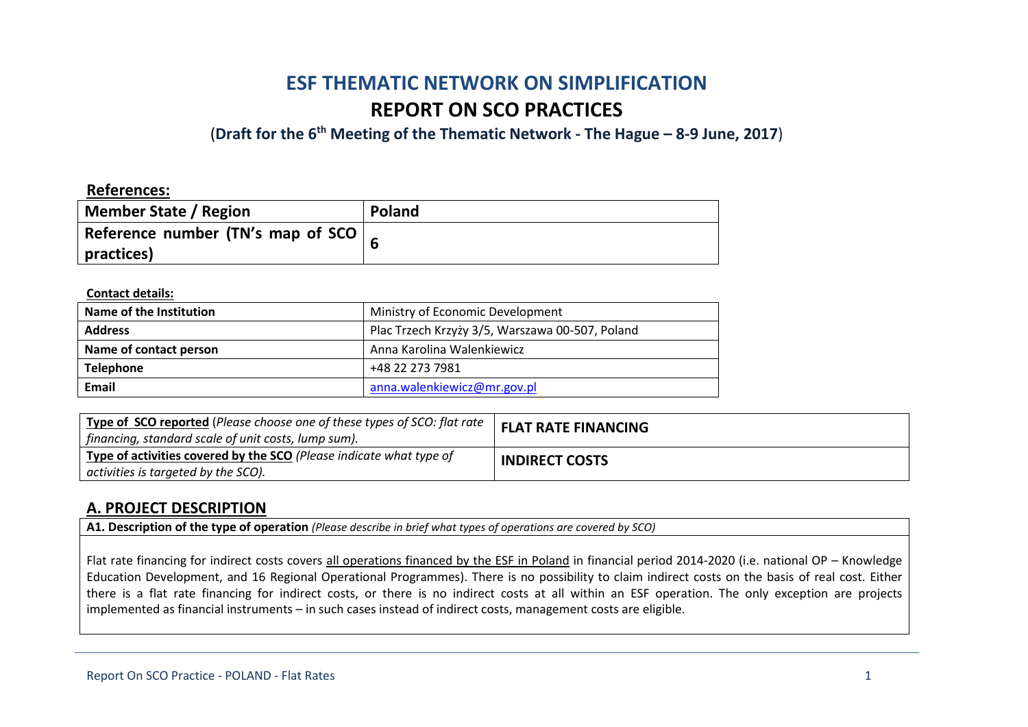# ESF THEMATIC NETWORK ON SIMPLIFICATION

# REPORT ON SCO PRACTICES

(**Draft for the 6th Meeting of the Thematic Network - The Hague – 8-9 June, 2017**)

**References:**

| **Member State / Region** | **Poland** |
|---|---|
| **Reference number (TN's map of SCO practices)** | **6** |

**Contact details:**

| **Name of the Institution** | Ministry of Economic Development |
|---|---|
| **Address** | Plac Trzech Krzyży 3/5, Warszawa 00-507, Poland |
| **Name of contact person** | Anna Karolina Walenkiewicz |
| **Telephone** | +48 22 273 7981 |
| **Email** | anna.walenkiewicz@mr.gov.pl |

| **Type of SCO reported** (*Please choose one of these types of SCO: flat rate financing, standard scale of unit costs, lump sum).* | **FLAT RATE FINANCING** |
|---|---|
| **Type of activities covered by the SCO** *(Please indicate what type of activities is targeted by the SCO).* | **INDIRECT COSTS** |

## A. PROJECT DESCRIPTION

**A1. Description of the type of operation** *(Please describe in brief what types of operations are covered by SCO)*

Flat rate financing for indirect costs covers all operations financed by the ESF in Poland in financial period 2014-2020 (i.e. national OP – Knowledge Education Development, and 16 Regional Operational Programmes). There is no possibility to claim indirect costs on the basis of real cost. Either there is a flat rate financing for indirect costs, or there is no indirect costs at all within an ESF operation. The only exception are projects implemented as financial instruments – in such cases instead of indirect costs, management costs are eligible.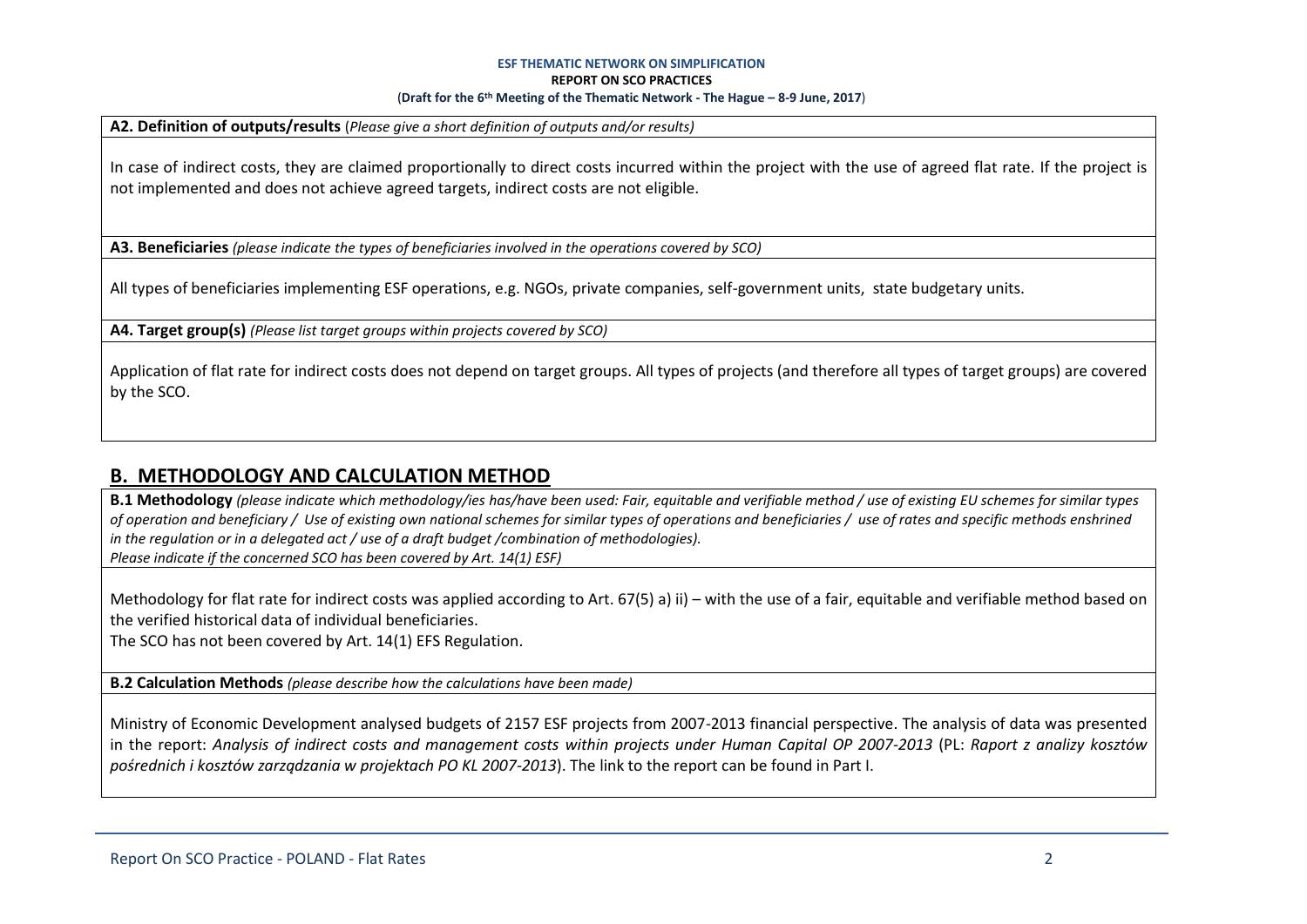**A2. Definition of outputs/results** (*Please give a short definition of outputs and/or results)*

In case of indirect costs, they are claimed proportionally to direct costs incurred within the project with the use of agreed flat rate. If the project is not implemented and does not achieve agreed targets, indirect costs are not eligible.

**A3. Beneficiaries** *(please indicate the types of beneficiaries involved in the operations covered by SCO)*

All types of beneficiaries implementing ESF operations, e.g. NGOs, private companies, self-government units, state budgetary units.

**A4. Target group(s)** *(Please list target groups within projects covered by SCO)*

Application of flat rate for indirect costs does not depend on target groups. All types of projects (and therefore all types of target groups) are covered by the SCO.

## B. METHODOLOGY AND CALCULATION METHOD

**B.1 Methodology** *(please indicate which methodology/ies has/have been used: Fair, equitable and verifiable method / use of existing EU schemes for similar types of operation and beneficiary / Use of existing own national schemes for similar types of operations and beneficiaries / use of rates and specific methods enshrined in the regulation or in a delegated act / use of a draft budget /combination of methodologies). Please indicate if the concerned SCO has been covered by Art. 14(1) ESF)*

Methodology for flat rate for indirect costs was applied according to Art. 67(5) a) ii) – with the use of a fair, equitable and verifiable method based on the verified historical data of individual beneficiaries.
The SCO has not been covered by Art. 14(1) EFS Regulation.

**B.2 Calculation Methods** *(please describe how the calculations have been made)*

Ministry of Economic Development analysed budgets of 2157 ESF projects from 2007-2013 financial perspective. The analysis of data was presented in the report: *Analysis of indirect costs and management costs within projects under Human Capital OP 2007-2013* (PL: *Raport z analizy kosztów pośrednich i kosztów zarządzania w projektach PO KL 2007-2013*). The link to the report can be found in Part I.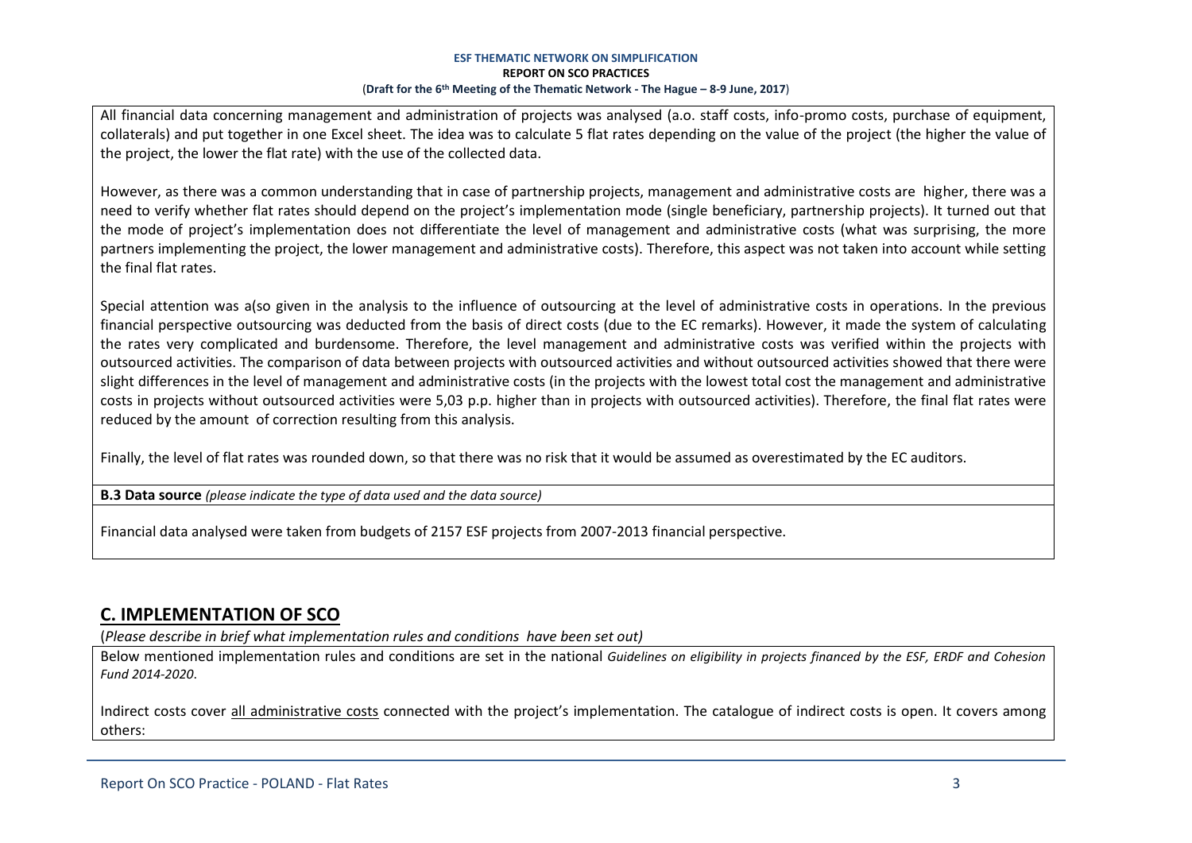All financial data concerning management and administration of projects was analysed (a.o. staff costs, info-promo costs, purchase of equipment, collaterals) and put together in one Excel sheet. The idea was to calculate 5 flat rates depending on the value of the project (the higher the value of the project, the lower the flat rate) with the use of the collected data.

However, as there was a common understanding that in case of partnership projects, management and administrative costs are higher, there was a need to verify whether flat rates should depend on the project's implementation mode (single beneficiary, partnership projects). It turned out that the mode of project's implementation does not differentiate the level of management and administrative costs (what was surprising, the more partners implementing the project, the lower management and administrative costs). Therefore, this aspect was not taken into account while setting the final flat rates.

Special attention was a(so given in the analysis to the influence of outsourcing at the level of administrative costs in operations. In the previous financial perspective outsourcing was deducted from the basis of direct costs (due to the EC remarks). However, it made the system of calculating the rates very complicated and burdensome. Therefore, the level management and administrative costs was verified within the projects with outsourced activities. The comparison of data between projects with outsourced activities and without outsourced activities showed that there were slight differences in the level of management and administrative costs (in the projects with the lowest total cost the management and administrative costs in projects without outsourced activities were 5,03 p.p. higher than in projects with outsourced activities). Therefore, the final flat rates were reduced by the amount of correction resulting from this analysis.

Finally, the level of flat rates was rounded down, so that there was no risk that it would be assumed as overestimated by the EC auditors.

**B.3 Data source** *(please indicate the type of data used and the data source)*

Financial data analysed were taken from budgets of 2157 ESF projects from 2007-2013 financial perspective.

## C. IMPLEMENTATION OF SCO

(*Please describe in brief what implementation rules and conditions have been set out)*

Below mentioned implementation rules and conditions are set in the national *Guidelines on eligibility in projects financed by the ESF, ERDF and Cohesion Fund 2014-2020*.

Indirect costs cover all administrative costs connected with the project's implementation. The catalogue of indirect costs is open. It covers among others: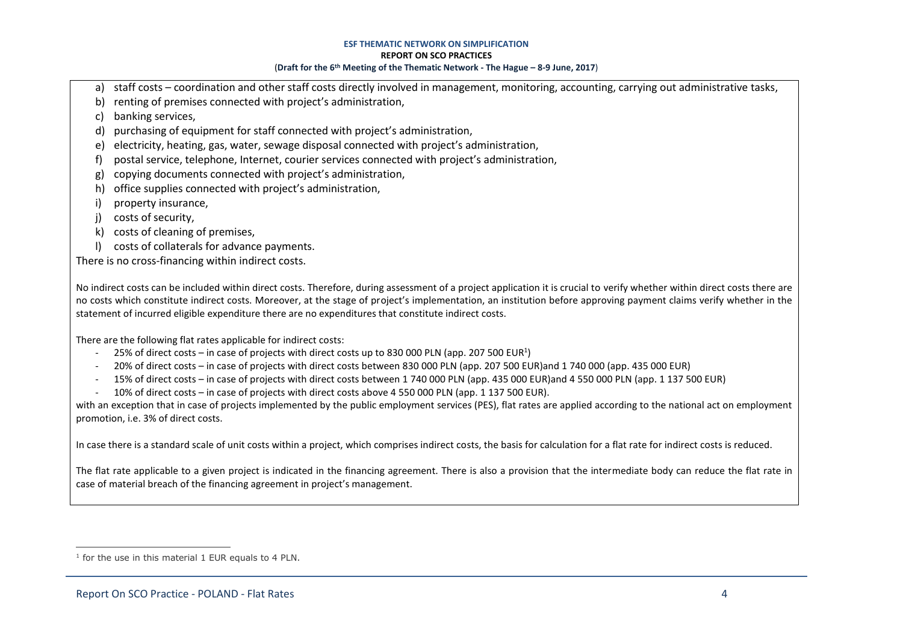a) staff costs – coordination and other staff costs directly involved in management, monitoring, accounting, carrying out administrative tasks,
b) renting of premises connected with project's administration,
c) banking services,
d) purchasing of equipment for staff connected with project's administration,
e) electricity, heating, gas, water, sewage disposal connected with project's administration,
f) postal service, telephone, Internet, courier services connected with project's administration,
g) copying documents connected with project's administration,
h) office supplies connected with project's administration,
i) property insurance,
j) costs of security,
k) costs of cleaning of premises,
l) costs of collaterals for advance payments.

There is no cross-financing within indirect costs.

No indirect costs can be included within direct costs. Therefore, during assessment of a project application it is crucial to verify whether within direct costs there are no costs which constitute indirect costs. Moreover, at the stage of project's implementation, an institution before approving payment claims verify whether in the statement of incurred eligible expenditure there are no expenditures that constitute indirect costs.

There are the following flat rates applicable for indirect costs:

- 25% of direct costs – in case of projects with direct costs up to 830 000 PLN (app. 207 500 EUR[1])
- 20% of direct costs – in case of projects with direct costs between 830 000 PLN (app. 207 500 EUR)and 1 740 000 (app. 435 000 EUR)
- 15% of direct costs – in case of projects with direct costs between 1 740 000 PLN (app. 435 000 EUR)and 4 550 000 PLN (app. 1 137 500 EUR)
- 10% of direct costs – in case of projects with direct costs above 4 550 000 PLN (app. 1 137 500 EUR).

with an exception that in case of projects implemented by the public employment services (PES), flat rates are applied according to the national act on employment promotion, i.e. 3% of direct costs.

In case there is a standard scale of unit costs within a project, which comprises indirect costs, the basis for calculation for a flat rate for indirect costs is reduced.

The flat rate applicable to a given project is indicated in the financing agreement. There is also a provision that the intermediate body can reduce the flat rate in case of material breach of the financing agreement in project's management.

[1] for the use in this material 1 EUR equals to 4 PLN.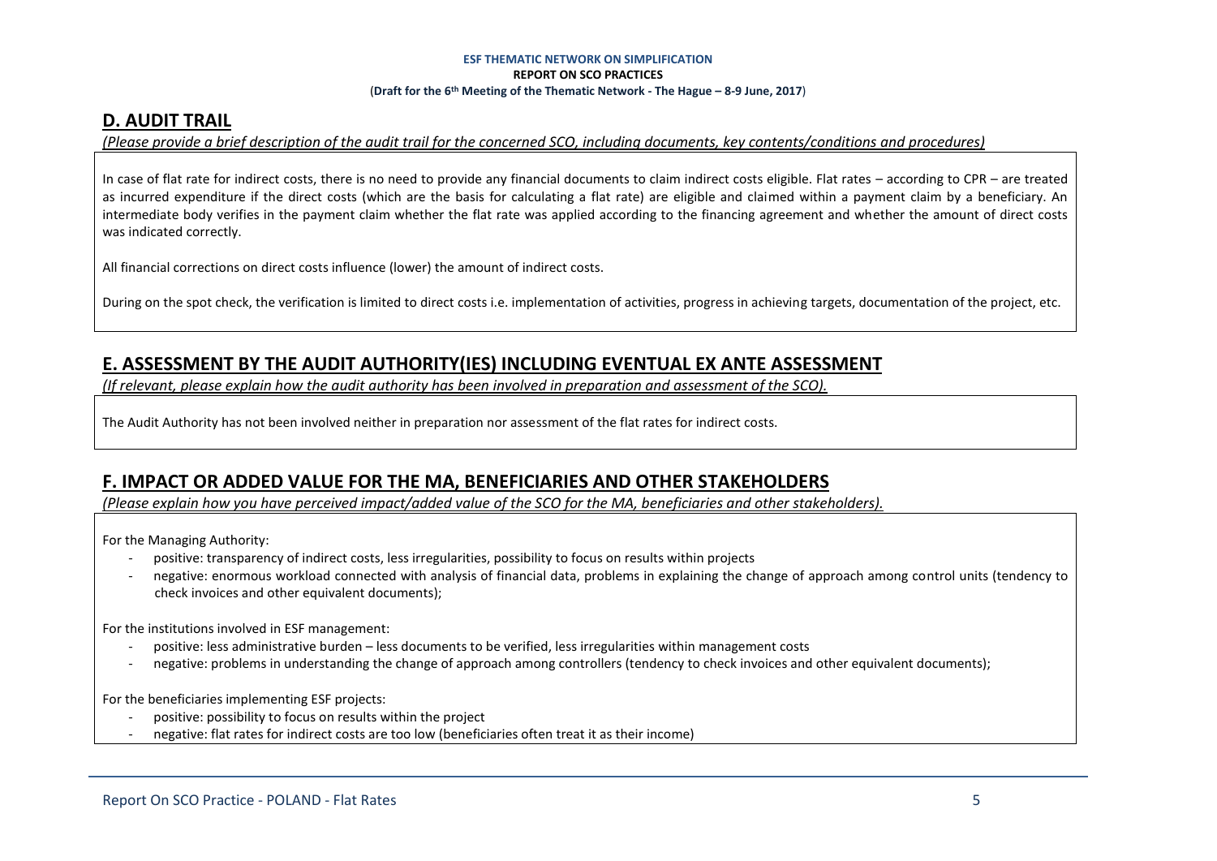## D. AUDIT TRAIL

*(Please provide a brief description of the audit trail for the concerned SCO, including documents, key contents/conditions and procedures)*

In case of flat rate for indirect costs, there is no need to provide any financial documents to claim indirect costs eligible. Flat rates – according to CPR – are treated as incurred expenditure if the direct costs (which are the basis for calculating a flat rate) are eligible and claimed within a payment claim by a beneficiary. An intermediate body verifies in the payment claim whether the flat rate was applied according to the financing agreement and whether the amount of direct costs was indicated correctly.

All financial corrections on direct costs influence (lower) the amount of indirect costs.

During on the spot check, the verification is limited to direct costs i.e. implementation of activities, progress in achieving targets, documentation of the project, etc.

## E. ASSESSMENT BY THE AUDIT AUTHORITY(IES) INCLUDING EVENTUAL EX ANTE ASSESSMENT

*(If relevant, please explain how the audit authority has been involved in preparation and assessment of the SCO).*

The Audit Authority has not been involved neither in preparation nor assessment of the flat rates for indirect costs.

## F. IMPACT OR ADDED VALUE FOR THE MA, BENEFICIARIES AND OTHER STAKEHOLDERS

*(Please explain how you have perceived impact/added value of the SCO for the MA, beneficiaries and other stakeholders).*

For the Managing Authority:

- positive: transparency of indirect costs, less irregularities, possibility to focus on results within projects
- negative: enormous workload connected with analysis of financial data, problems in explaining the change of approach among control units (tendency to check invoices and other equivalent documents);

For the institutions involved in ESF management:

- positive: less administrative burden – less documents to be verified, less irregularities within management costs
- negative: problems in understanding the change of approach among controllers (tendency to check invoices and other equivalent documents);

For the beneficiaries implementing ESF projects:

- positive: possibility to focus on results within the project
- negative: flat rates for indirect costs are too low (beneficiaries often treat it as their income)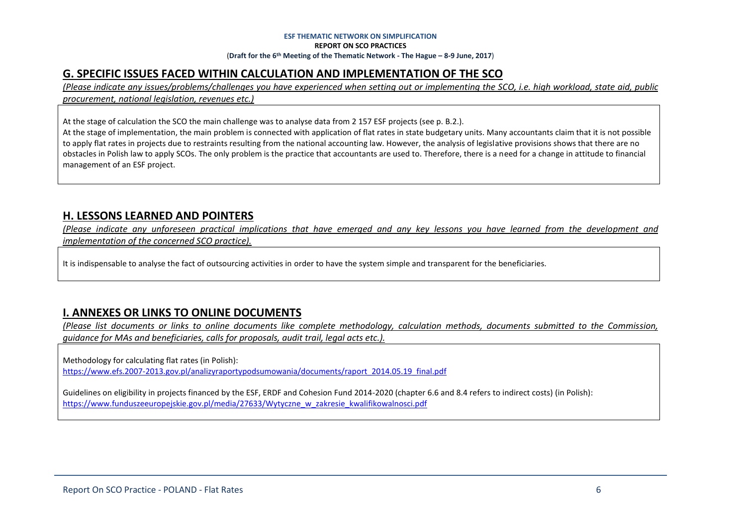## G. SPECIFIC ISSUES FACED WITHIN CALCULATION AND IMPLEMENTATION OF THE SCO

*(Please indicate any issues/problems/challenges you have experienced when setting out or implementing the SCO, i.e. high workload, state aid, public procurement, national legislation, revenues etc.)*

At the stage of calculation the SCO the main challenge was to analyse data from 2 157 ESF projects (see p. B.2.).

At the stage of implementation, the main problem is connected with application of flat rates in state budgetary units. Many accountants claim that it is not possible to apply flat rates in projects due to restraints resulting from the national accounting law. However, the analysis of legislative provisions shows that there are no obstacles in Polish law to apply SCOs. The only problem is the practice that accountants are used to. Therefore, there is a need for a change in attitude to financial management of an ESF project.

## H. LESSONS LEARNED AND POINTERS

*(Please indicate any unforeseen practical implications that have emerged and any key lessons you have learned from the development and implementation of the concerned SCO practice).*

It is indispensable to analyse the fact of outsourcing activities in order to have the system simple and transparent for the beneficiaries.

## I. ANNEXES OR LINKS TO ONLINE DOCUMENTS

*(Please list documents or links to online documents like complete methodology, calculation methods, documents submitted to the Commission, guidance for MAs and beneficiaries, calls for proposals, audit trail, legal acts etc.).*

Methodology for calculating flat rates (in Polish):
https://www.efs.2007-2013.gov.pl/analizyraportypodsumowania/documents/raport_2014.05.19_final.pdf

Guidelines on eligibility in projects financed by the ESF, ERDF and Cohesion Fund 2014-2020 (chapter 6.6 and 8.4 refers to indirect costs) (in Polish):
https://www.funduszeeuropejskie.gov.pl/media/27633/Wytyczne_w_zakresie_kwalifikowalnosci.pdf